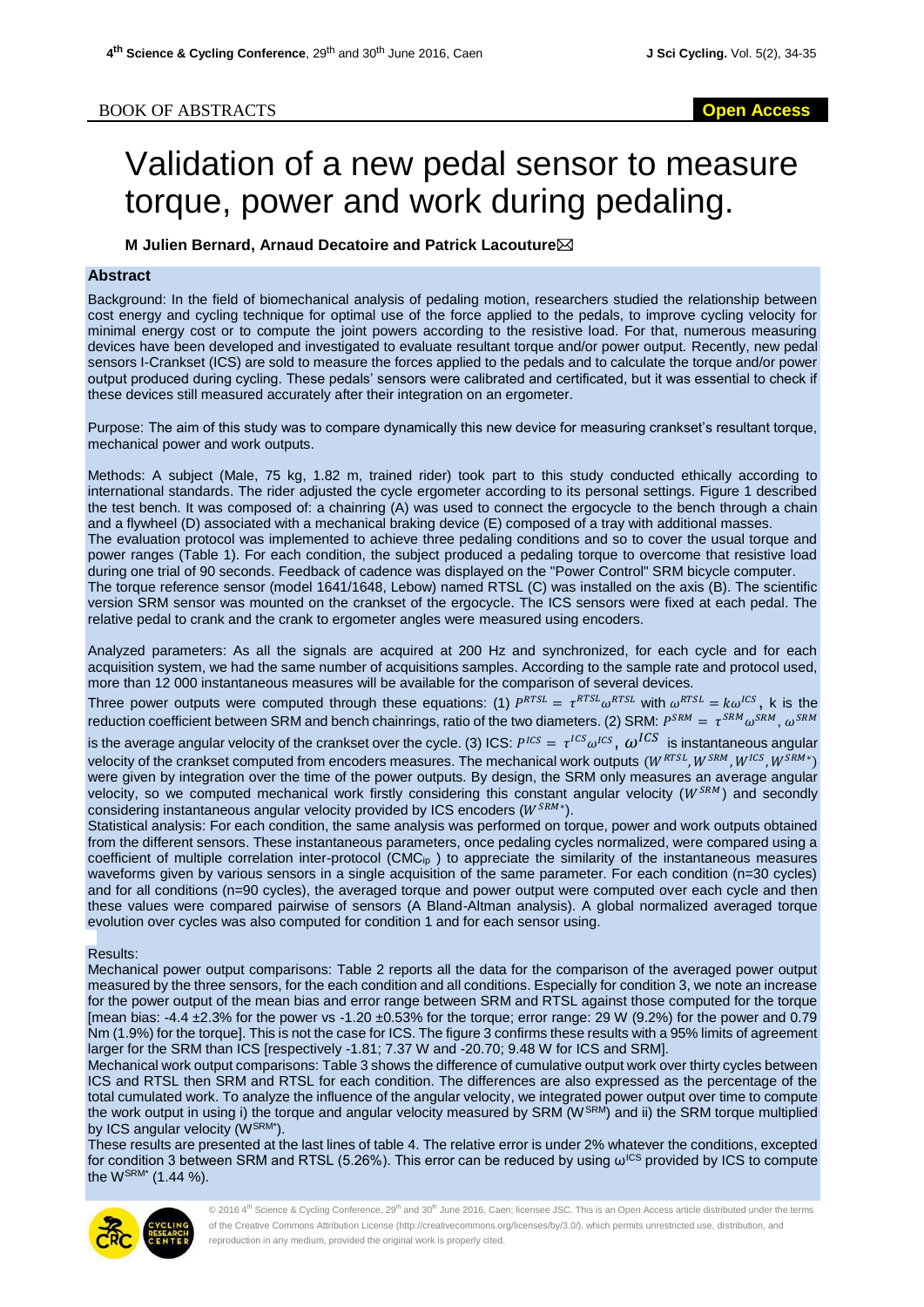BOOK OF ABSTRACTS

# Validation of a new pedal sensor to measure torque, power and work during pedaling.

**M Julien Bernard, Arnaud Decatoire and Patrick Lacouture**✉

## Abstract

Background: In the field of biomechanical analysis of pedaling motion, researchers studied the relationship between cost energy and cycling technique for optimal use of the force applied to the pedals, to improve cycling velocity for minimal energy cost or to compute the joint powers according to the resistive load. For that, numerous measuring devices have been developed and investigated to evaluate resultant torque and/or power output. Recently, new pedal sensors I-Crankset (ICS) are sold to measure the forces applied to the pedals and to calculate the torque and/or power output produced during cycling. These pedals' sensors were calibrated and certificated, but it was essential to check if these devices still measured accurately after their integration on an ergometer.

Purpose: The aim of this study was to compare dynamically this new device for measuring crankset's resultant torque, mechanical power and work outputs.

Methods: A subject (Male, 75 kg, 1.82 m, trained rider) took part to this study conducted ethically according to international standards. The rider adjusted the cycle ergometer according to its personal settings. Figure 1 described the test bench. It was composed of: a chainring (A) was used to connect the ergocycle to the bench through a chain and a flywheel (D) associated with a mechanical braking device (E) composed of a tray with additional masses.
The evaluation protocol was implemented to achieve three pedaling conditions and so to cover the usual torque and power ranges (Table 1). For each condition, the subject produced a pedaling torque to overcome that resistive load during one trial of 90 seconds. Feedback of cadence was displayed on the "Power Control" SRM bicycle computer.
The torque reference sensor (model 1641/1648, Lebow) named RTSL (C) was installed on the axis (B). The scientific version SRM sensor was mounted on the crankset of the ergocycle. The ICS sensors were fixed at each pedal. The relative pedal to crank and the crank to ergometer angles were measured using encoders.

Analyzed parameters: As all the signals are acquired at 200 Hz and synchronized, for each cycle and for each acquisition system, we had the same number of acquisitions samples. According to the sample rate and protocol used, more than 12 000 instantaneous measures will be available for the comparison of several devices.
Three power outputs were computed through these equations: (1) $P^{RTSL} = \tau^{RTSL}\omega^{RTSL}$ with $\omega^{RTSL} = k\omega^{ICS}$, k is the reduction coefficient between SRM and bench chainrings, ratio of the two diameters. (2) SRM: $P^{SRM} = \tau^{SRM}\omega^{SRM}$, $\omega^{SRM}$ is the average angular velocity of the crankset over the cycle. (3) ICS: $P^{ICS} = \tau^{ICS}\omega^{ICS}$, $\omega^{ICS}$ is instantaneous angular velocity of the crankset computed from encoders measures. The mechanical work outputs ($W^{RTSL}, W^{SRM}, W^{ICS}, W^{SRM*}$) were given by integration over the time of the power outputs. By design, the SRM only measures an average angular velocity, so we computed mechanical work firstly considering this constant angular velocity ($W^{SRM}$) and secondly considering instantaneous angular velocity provided by ICS encoders ($W^{SRM*}$).
Statistical analysis: For each condition, the same analysis was performed on torque, power and work outputs obtained from the different sensors. These instantaneous parameters, once pedaling cycles normalized, were compared using a coefficient of multiple correlation inter-protocol ($CMC_{ip}$) to appreciate the similarity of the instantaneous measures waveforms given by various sensors in a single acquisition of the same parameter. For each condition (n=30 cycles) and for all conditions (n=90 cycles), the averaged torque and power output were computed over each cycle and then these values were compared pairwise of sensors (A Bland-Altman analysis). A global normalized averaged torque evolution over cycles was also computed for condition 1 and for each sensor using.

Results:
Mechanical power output comparisons: Table 2 reports all the data for the comparison of the averaged power output measured by the three sensors, for the each condition and all conditions. Especially for condition 3, we note an increase for the power output of the mean bias and error range between SRM and RTSL against those computed for the torque [mean bias: -4.4 ±2.3% for the power vs -1.20 ±0.53% for the torque; error range: 29 W (9.2%) for the power and 0.79 Nm (1.9%) for the torque]. This is not the case for ICS. The figure 3 confirms these results with a 95% limits of agreement larger for the SRM than ICS [respectively -1.81; 7.37 W and -20.70; 9.48 W for ICS and SRM].
Mechanical work output comparisons: Table 3 shows the difference of cumulative output work over thirty cycles between ICS and RTSL then SRM and RTSL for each condition. The differences are also expressed as the percentage of the total cumulated work. To analyze the influence of the angular velocity, we integrated power output over time to compute the work output in using i) the torque and angular velocity measured by SRM ($W^{SRM}$) and ii) the SRM torque multiplied by ICS angular velocity ($W^{SRM*}$).
These results are presented at the last lines of table 4. The relative error is under 2% whatever the conditions, excepted for condition 3 between SRM and RTSL (5.26%). This error can be reduced by using $\omega^{ICS}$ provided by ICS to compute the $W^{SRM*}$ (1.44 %).

© 2016 4th Science & Cycling Conference, 29th and 30th June 2016, Caen; licensee JSC. This is an Open Access article distributed under the terms of the Creative Commons Attribution License (http://creativecommons.org/licenses/by/3.0/), which permits unrestricted use, distribution, and reproduction in any medium, provided the original work is properly cited.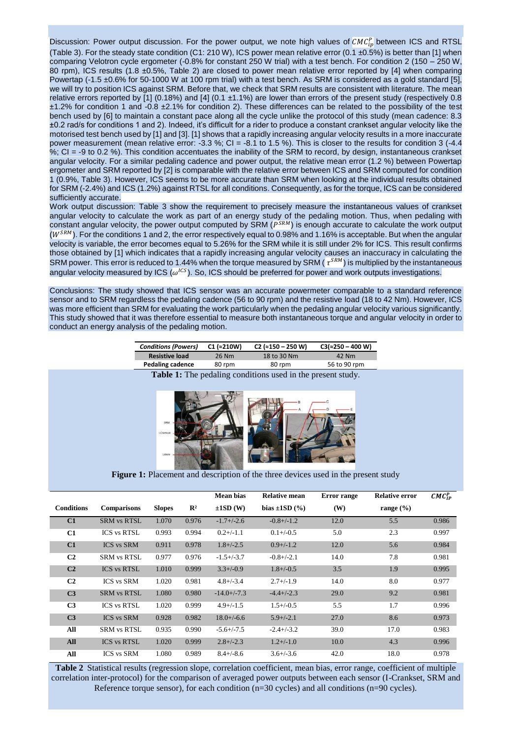Discussion: Power output discussion. For the power output, we note high values of $CMC_{ip}^{P}$ between ICS and RTSL (Table 3). For the steady state condition (C1: 210 W), ICS power mean relative error (0.1 ±0.5%) is better than [1] when comparing Velotron cycle ergometer (-0.8% for constant 250 W trial) with a test bench. For condition 2 (150 – 250 W, 80 rpm), ICS results (1.8 ±0.5%, Table 2) are closed to power mean relative error reported by [4] when comparing Powertap (-1.5 ±0.6% for 50-1000 W at 100 rpm trial) with a test bench. As SRM is considered as a gold standard [5], we will try to position ICS against SRM. Before that, we check that SRM results are consistent with literature. The mean relative errors reported by [1] (0.18%) and [4] (0.1 ±1.1%) are lower than errors of the present study (respectively 0.8 ±1.2% for condition 1 and -0.8 ±2.1% for condition 2). These differences can be related to the possibility of the test bench used by [6] to maintain a constant pace along all the cycle unlike the protocol of this study (mean cadence: 8.3 ±0.2 rad/s for conditions 1 and 2). Indeed, it's difficult for a rider to produce a constant crankset angular velocity like the motorised test bench used by [1] and [3]. [1] shows that a rapidly increasing angular velocity results in a more inaccurate power measurement (mean relative error: -3.3 %; CI = -8.1 to 1.5 %). This is closer to the results for condition 3 (-4.4 %; CI = -9 to 0.2 %). This condition accentuates the inability of the SRM to record, by design, instantaneous crankset angular velocity. For a similar pedaling cadence and power output, the relative mean error (1.2 %) between Powertap ergometer and SRM reported by [2] is comparable with the relative error between ICS and SRM computed for condition 1 (0.9%, Table 3). However, ICS seems to be more accurate than SRM when looking at the individual results obtained for SRM (-2.4%) and ICS (1.2%) against RTSL for all conditions. Consequently, as for the torque, ICS can be considered sufficiently accurate.

Work output discussion: Table 3 show the requirement to precisely measure the instantaneous values of crankset angular velocity to calculate the work as part of an energy study of the pedaling motion. Thus, when pedaling with constant angular velocity, the power output computed by SRM ($P^{SRM}$) is enough accurate to calculate the work output ($W^{SRM}$). For the conditions 1 and 2, the error respectively equal to 0.98% and 1.16% is acceptable. But when the angular velocity is variable, the error becomes equal to 5.26% for the SRM while it is still under 2% for ICS. This result confirms those obtained by [1] which indicates that a rapidly increasing angular velocity causes an inaccuracy in calculating the SRM power. This error is reduced to 1.44% when the torque measured by SRM ($\tau^{SRM}$) is multiplied by the instantaneous angular velocity measured by ICS ($\omega^{ICS}$). So, ICS should be preferred for power and work outputs investigations.

Conclusions: The study showed that ICS sensor was an accurate powermeter comparable to a standard reference sensor and to SRM regardless the pedaling cadence (56 to 90 rpm) and the resistive load (18 to 42 Nm). However, ICS was more efficient than SRM for evaluating the work particularly when the pedaling angular velocity various significantly. This study showed that it was therefore essential to measure both instantaneous torque and angular velocity in order to conduct an energy analysis of the pedaling motion.

| *Conditions (Powers)* | C1 (≈210W) | C2 (≈150 – 250 W) | C3(≈250 – 400 W) |
|---|---|---|---|
| **Resistive load** | 26 Nm | 18 to 30 Nm | 42 Nm |
| **Pedaling cadence** | 80 rpm | 80 rpm | 56 to 90 rpm |

**Table 1:** The pedaling conditions used in the present study.

**Figure 1:** Placement and description of the three devices used in the present study

| Conditions | Comparisons | Slopes | $R^2$ | Mean bias ±1SD (W) | Relative mean bias ±1SD (%) | Error range (W) | Relative error range (%) | $CMC_{IP}^{P}$ |
|---|---|---|---|---|---|---|---|---|
| C1 | SRM vs RTSL | 1.070 | 0.976 | -1.7+/-2.6 | -0.8+/-1.2 | 12.0 | 5.5 | 0.986 |
| C1 | ICS vs RTSL | 0.993 | 0.994 | 0.2+/-1.1 | 0.1+/-0.5 | 5.0 | 2.3 | 0.997 |
| C1 | ICS vs SRM | 0.911 | 0.978 | 1.8+/-2.5 | 0.9+/-1.2 | 12.0 | 5.6 | 0.984 |
| C2 | SRM vs RTSL | 0.977 | 0.976 | -1.5+/-3.7 | -0.8+/-2.1 | 14.0 | 7.8 | 0.981 |
| C2 | ICS vs RTSL | 1.010 | 0.999 | 3.3+/-0.9 | 1.8+/-0.5 | 3.5 | 1.9 | 0.995 |
| C2 | ICS vs SRM | 1.020 | 0.981 | 4.8+/-3.4 | 2.7+/-1.9 | 14.0 | 8.0 | 0.977 |
| C3 | SRM vs RTSL | 1.080 | 0.980 | -14.0+/-7.3 | -4.4+/-2.3 | 29.0 | 9.2 | 0.981 |
| C3 | ICS vs RTSL | 1.020 | 0.999 | 4.9+/-1.5 | 1.5+/-0.5 | 5.5 | 1.7 | 0.996 |
| C3 | ICS vs SRM | 0.928 | 0.982 | 18.0+/-6.6 | 5.9+/-2.1 | 27.0 | 8.6 | 0.973 |
| All | SRM vs RTSL | 0.935 | 0.990 | -5.6+/-7.5 | -2.4+/-3.2 | 39.0 | 17.0 | 0.983 |
| All | ICS vs RTSL | 1.020 | 0.999 | 2.8+/-2.3 | 1.2+/-1.0 | 10.0 | 4.3 | 0.996 |
| All | ICS vs SRM | 1.080 | 0.989 | 8.4+/-8.6 | 3.6+/-3.6 | 42.0 | 18.0 | 0.978 |

**Table 2** Statistical results (regression slope, correlation coefficient, mean bias, error range, coefficient of multiple correlation inter-protocol) for the comparison of averaged power outputs between each sensor (I-Crankset, SRM and Reference torque sensor), for each condition (n=30 cycles) and all conditions (n=90 cycles).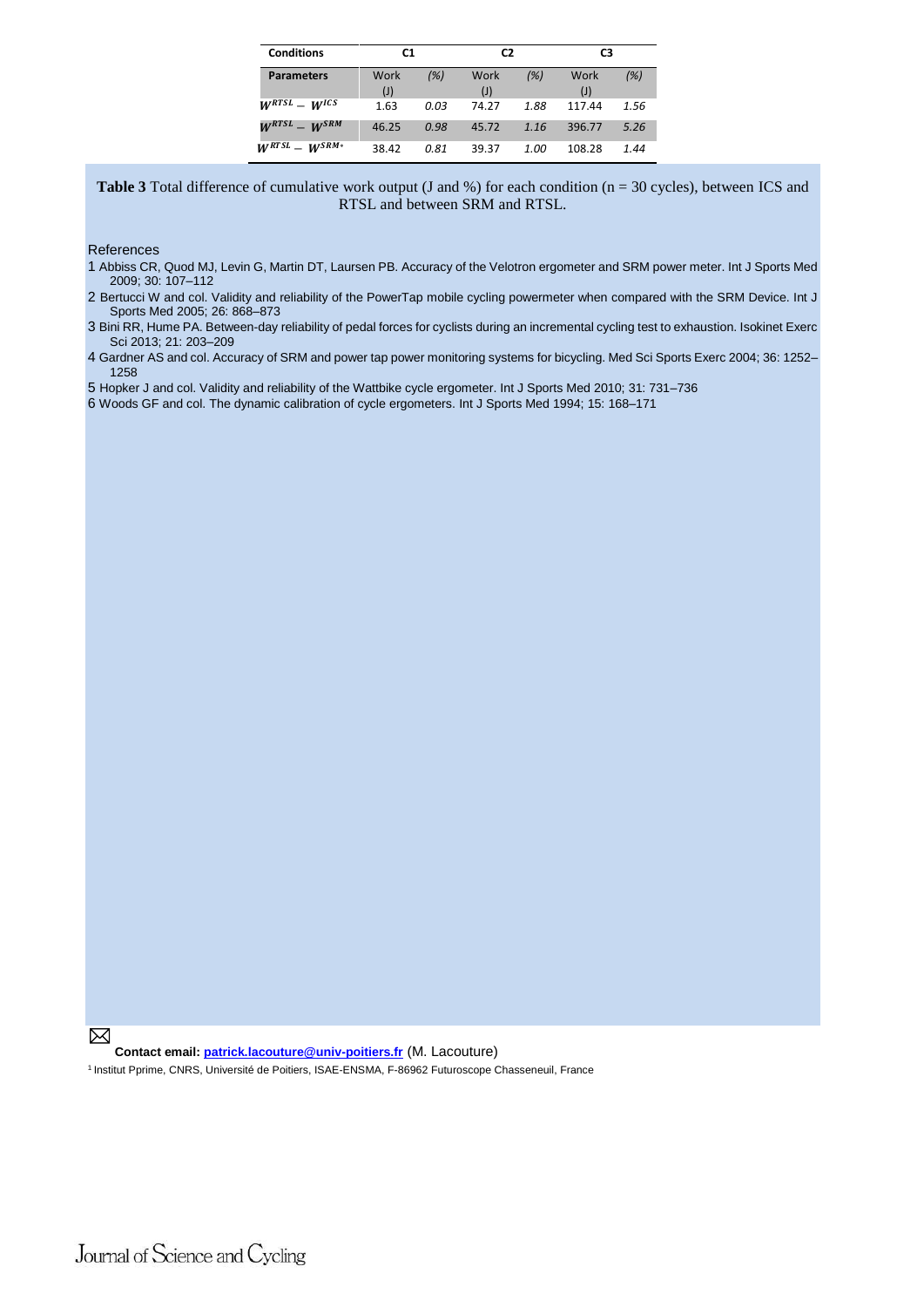| Conditions | C1 | | C2 | | C3 | |
|---|---|---|---|---|---|---|
| **Parameters** | Work (J) | *(%)* | Work (J) | *(%)* | Work (J) | *(%)* |
| $W^{RTSL} - W^{ICS}$ | 1.63 | *0.03* | 74.27 | *1.88* | 117.44 | *1.56* |
| $W^{RTSL} - W^{SRM}$ | 46.25 | *0.98* | 45.72 | *1.16* | 396.77 | *5.26* |
| $W^{RTSL} - W^{SRM*}$ | 38.42 | *0.81* | 39.37 | *1.00* | 108.28 | *1.44* |

**Table 3** Total difference of cumulative work output (J and %) for each condition (n = 30 cycles), between ICS and RTSL and between SRM and RTSL.

References

1 Abbiss CR, Quod MJ, Levin G, Martin DT, Laursen PB. Accuracy of the Velotron ergometer and SRM power meter. Int J Sports Med 2009; 30: 107–112

2 Bertucci W and col. Validity and reliability of the PowerTap mobile cycling powermeter when compared with the SRM Device. Int J Sports Med 2005; 26: 868–873

3 Bini RR, Hume PA. Between-day reliability of pedal forces for cyclists during an incremental cycling test to exhaustion. Isokinet Exerc Sci 2013; 21: 203–209

4 Gardner AS and col. Accuracy of SRM and power tap power monitoring systems for bicycling. Med Sci Sports Exerc 2004; 36: 1252–1258

5 Hopker J and col. Validity and reliability of the Wattbike cycle ergometer. Int J Sports Med 2010; 31: 731–736

6 Woods GF and col. The dynamic calibration of cycle ergometers. Int J Sports Med 1994; 15: 168–171

**Contact email: patrick.lacouture@univ-poitiers.fr** (M. Lacouture)

[1] Institut Pprime, CNRS, Université de Poitiers, ISAE-ENSMA, F-86962 Futuroscope Chasseneuil, France